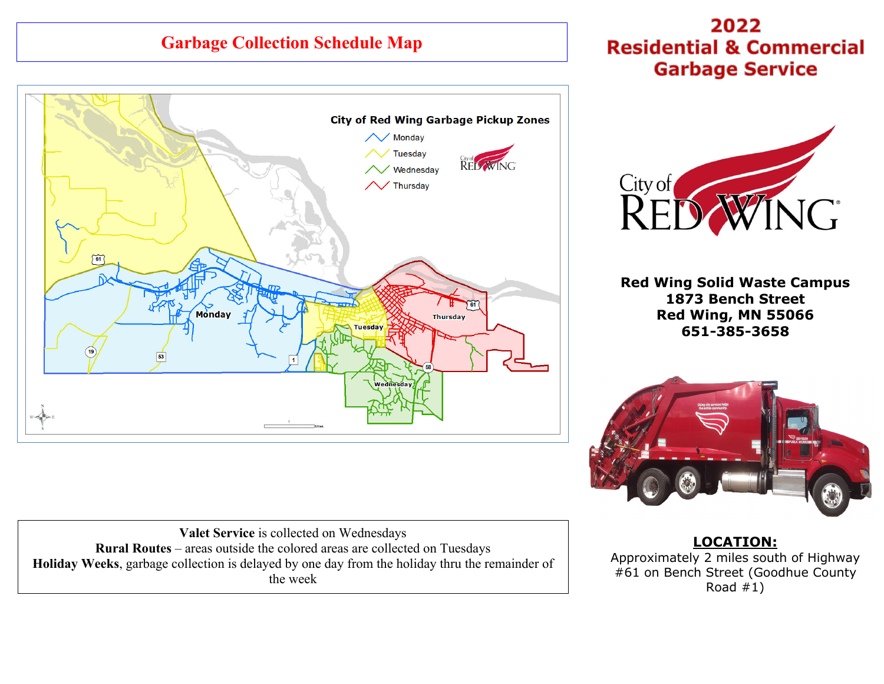# Garbage Collection Schedule Map

## 2022 Residential & Commercial Garbage Service

**City of Red Wing Garbage Pickup Zones**

- Monday
- Tuesday
- Wednesday
- Thursday

**Red Wing Solid Waste Campus**
**1873 Bench Street**
**Red Wing, MN 55066**
**651-385-3658**

**Valet Service** is collected on Wednesdays
**Rural Routes** – areas outside the colored areas are collected on Tuesdays
**Holiday Weeks**, garbage collection is delayed by one day from the holiday thru the remainder of the week

**LOCATION:**
Approximately 2 miles south of Highway #61 on Bench Street (Goodhue County Road #1)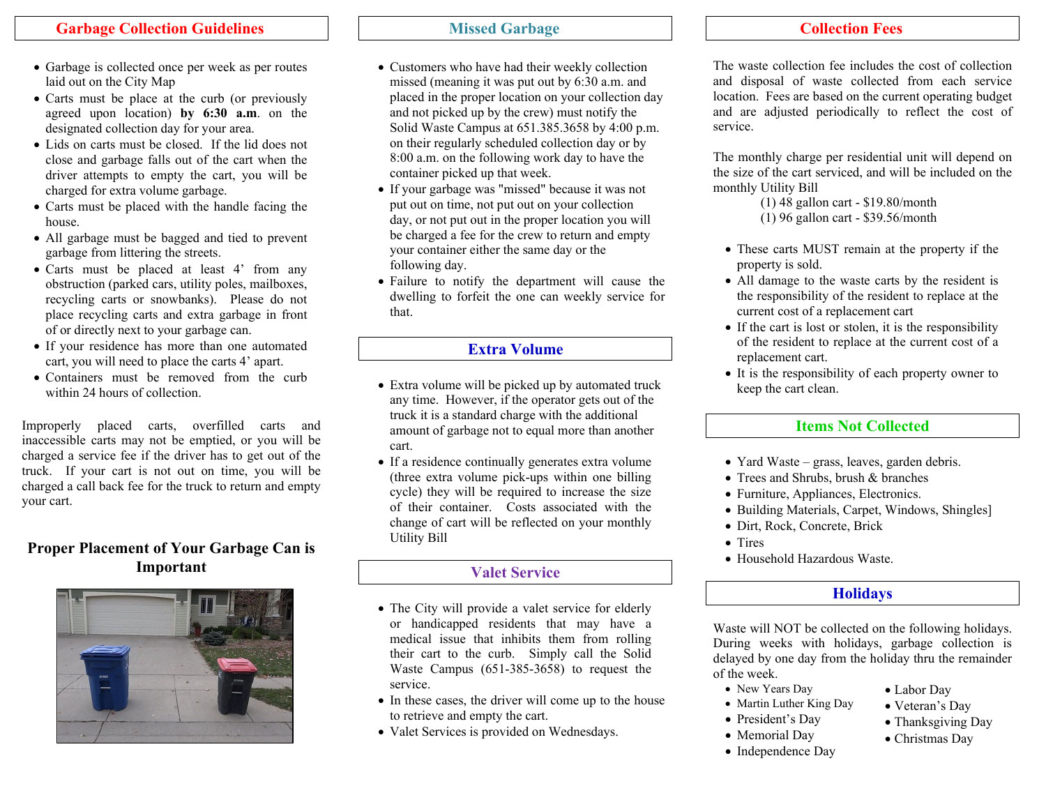## Garbage Collection Guidelines

- Garbage is collected once per week as per routes laid out on the City Map
- Carts must be place at the curb (or previously agreed upon location) **by 6:30 a.m**. on the designated collection day for your area.
- Lids on carts must be closed. If the lid does not close and garbage falls out of the cart when the driver attempts to empty the cart, you will be charged for extra volume garbage.
- Carts must be placed with the handle facing the house.
- All garbage must be bagged and tied to prevent garbage from littering the streets.
- Carts must be placed at least 4' from any obstruction (parked cars, utility poles, mailboxes, recycling carts or snowbanks). Please do not place recycling carts and extra garbage in front of or directly next to your garbage can.
- If your residence has more than one automated cart, you will need to place the carts 4' apart.
- Containers must be removed from the curb within 24 hours of collection.

Improperly placed carts, overfilled carts and inaccessible carts may not be emptied, or you will be charged a service fee if the driver has to get out of the truck. If your cart is not out on time, you will be charged a call back fee for the truck to return and empty your cart.

### Proper Placement of Your Garbage Can is Important

## Missed Garbage

- Customers who have had their weekly collection missed (meaning it was put out by 6:30 a.m. and placed in the proper location on your collection day and not picked up by the crew) must notify the Solid Waste Campus at 651.385.3658 by 4:00 p.m. on their regularly scheduled collection day or by 8:00 a.m. on the following work day to have the container picked up that week.
- If your garbage was "missed" because it was not put out on time, not put out on your collection day, or not put out in the proper location you will be charged a fee for the crew to return and empty your container either the same day or the following day.
- Failure to notify the department will cause the dwelling to forfeit the one can weekly service for that.

## Extra Volume

- Extra volume will be picked up by automated truck any time. However, if the operator gets out of the truck it is a standard charge with the additional amount of garbage not to equal more than another cart.
- If a residence continually generates extra volume (three extra volume pick-ups within one billing cycle) they will be required to increase the size of their container. Costs associated with the change of cart will be reflected on your monthly Utility Bill

## Valet Service

- The City will provide a valet service for elderly or handicapped residents that may have a medical issue that inhibits them from rolling their cart to the curb. Simply call the Solid Waste Campus (651-385-3658) to request the service.
- In these cases, the driver will come up to the house to retrieve and empty the cart.
- Valet Services is provided on Wednesdays.

## Collection Fees

The waste collection fee includes the cost of collection and disposal of waste collected from each service location. Fees are based on the current operating budget and are adjusted periodically to reflect the cost of service.

The monthly charge per residential unit will depend on the size of the cart serviced, and will be included on the monthly Utility Bill

(1) 48 gallon cart - $19.80/month
(1) 96 gallon cart - $39.56/month

- These carts MUST remain at the property if the property is sold.
- All damage to the waste carts by the resident is the responsibility of the resident to replace at the current cost of a replacement cart
- If the cart is lost or stolen, it is the responsibility of the resident to replace at the current cost of a replacement cart.
- It is the responsibility of each property owner to keep the cart clean.

## Items Not Collected

- Yard Waste – grass, leaves, garden debris.
- Trees and Shrubs, brush & branches
- Furniture, Appliances, Electronics.
- Building Materials, Carpet, Windows, Shingles]
- Dirt, Rock, Concrete, Brick
- Tires
- Household Hazardous Waste.

## Holidays

Waste will NOT be collected on the following holidays. During weeks with holidays, garbage collection is delayed by one day from the holiday thru the remainder of the week.

- New Years Day
- Martin Luther King Day
- President's Day
- Memorial Day
- Independence Day
- Labor Day
- Veteran's Day
- Thanksgiving Day
- Christmas Day